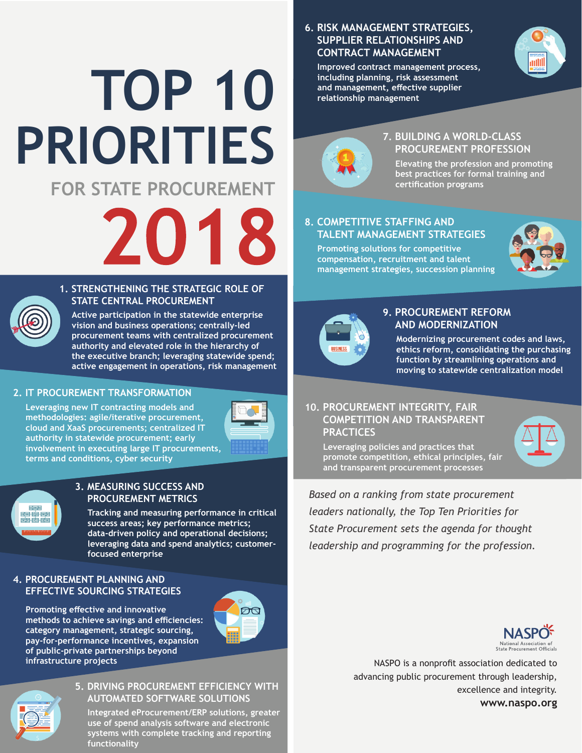# TOP 10 PRIORITIES

## FOR STATE PROCUREMENT

# 2018

### 1. STRENGTHENING THE STRATEGIC ROLE OF STATE CENTRAL PROCUREMENT

Active participation in the statewide enterprise vision and business operations; centrally-led procurement teams with centralized procurement authority and elevated role in the hierarchy of the executive branch; leveraging statewide spend; active engagement in operations, risk management

### 2. IT PROCUREMENT TRANSFORMATION

Leveraging new IT contracting models and methodologies: agile/iterative procurement, cloud and XaaS procurements; centralized IT authority in statewide procurement; early involvement in executing large IT procurements, terms and conditions, cyber security

### 3. MEASURING SUCCESS AND PROCUREMENT METRICS

Tracking and measuring performance in critical success areas; key performance metrics; data-driven policy and operational decisions; leveraging data and spend analytics; customer-focused enterprise

### 4. PROCUREMENT PLANNING AND EFFECTIVE SOURCING STRATEGIES

Promoting effective and innovative methods to achieve savings and efficiencies: category management, strategic sourcing, pay-for-performance incentives, expansion of public-private partnerships beyond infrastructure projects

### 5. DRIVING PROCUREMENT EFFICIENCY WITH AUTOMATED SOFTWARE SOLUTIONS

Integrated eProcurement/ERP solutions, greater use of spend analysis software and electronic systems with complete tracking and reporting functionality

### 6. RISK MANAGEMENT STRATEGIES, SUPPLIER RELATIONSHIPS AND CONTRACT MANAGEMENT

Improved contract management process, including planning, risk assessment and management, effective supplier relationship management

### 7. BUILDING A WORLD-CLASS PROCUREMENT PROFESSION

Elevating the profession and promoting best practices for formal training and certification programs

### 8. COMPETITIVE STAFFING AND TALENT MANAGEMENT STRATEGIES

Promoting solutions for competitive compensation, recruitment and talent management strategies, succession planning

### 9. PROCUREMENT REFORM AND MODERNIZATION

Modernizing procurement codes and laws, ethics reform, consolidating the purchasing function by streamlining operations and moving to statewide centralization model

### 10. PROCUREMENT INTEGRITY, FAIR COMPETITION AND TRANSPARENT PRACTICES

Leveraging policies and practices that promote competition, ethical principles, fair and transparent procurement processes

*Based on a ranking from state procurement leaders nationally, the Top Ten Priorities for State Procurement sets the agenda for thought leadership and programming for the profession.*

NASPO
National Association of State Procurement Officials

NASPO is a nonprofit association dedicated to advancing public procurement through leadership, excellence and integrity.

**www.naspo.org**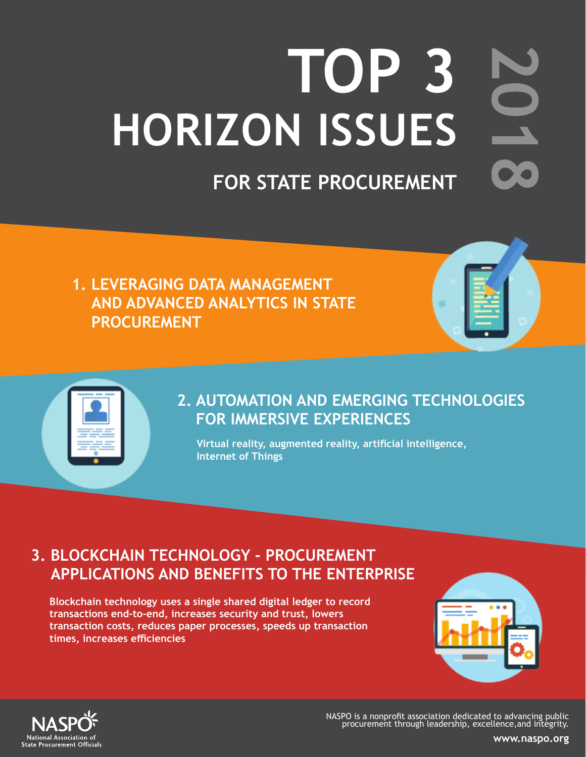# TOP 3 HORIZON ISSUES

## FOR STATE PROCUREMENT

2018

### 1. LEVERAGING DATA MANAGEMENT AND ADVANCED ANALYTICS IN STATE PROCUREMENT

### 2. AUTOMATION AND EMERGING TECHNOLOGIES FOR IMMERSIVE EXPERIENCES

**Virtual reality, augmented reality, artificial intelligence, Internet of Things**

### 3. BLOCKCHAIN TECHNOLOGY - PROCUREMENT APPLICATIONS AND BENEFITS TO THE ENTERPRISE

**Blockchain technology uses a single shared digital ledger to record transactions end-to-end, increases security and trust, lowers transaction costs, reduces paper processes, speeds up transaction times, increases efficiencies**

NASPO
National Association of State Procurement Officials

NASPO is a nonprofit association dedicated to advancing public procurement through leadership, excellence,and integrity.

**www.naspo.org**